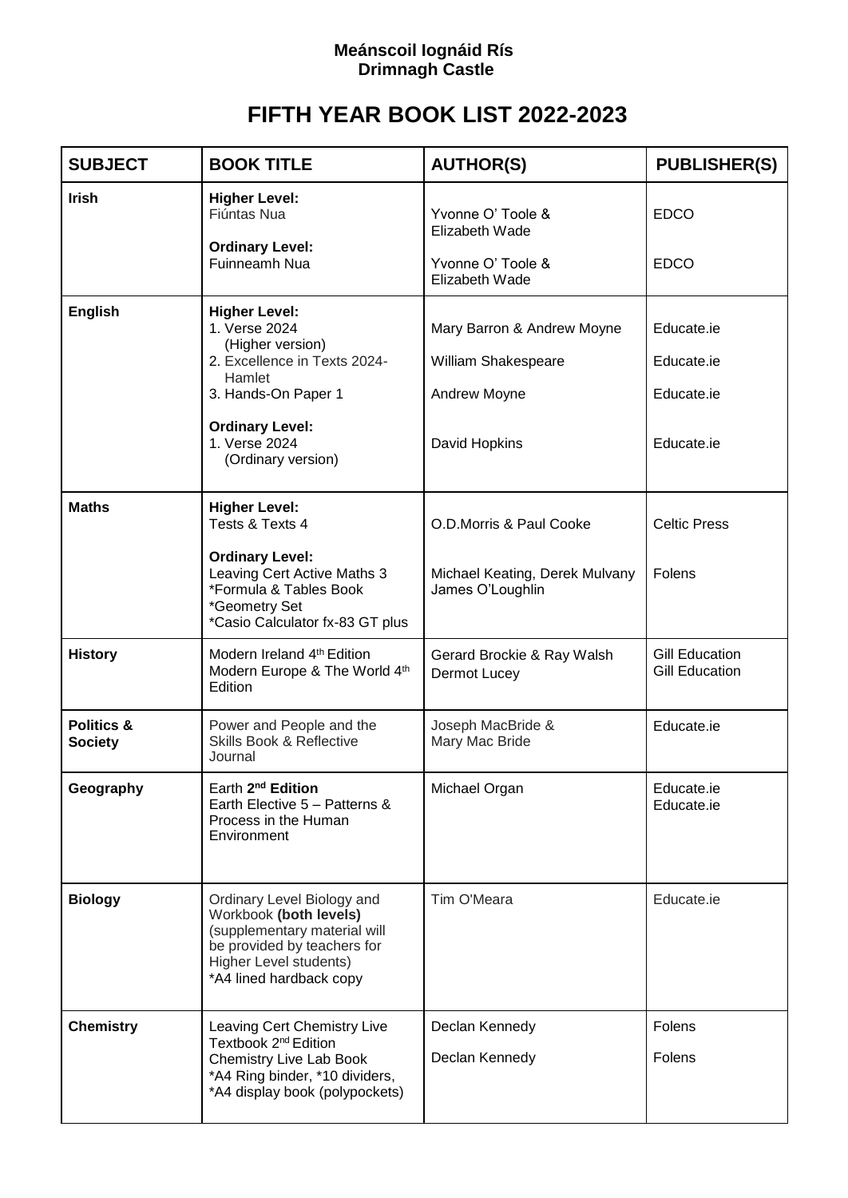**Meánscoil Iognáid Rís**
**Drimnagh Castle**

# FIFTH YEAR BOOK LIST 2022-2023

| SUBJECT | BOOK TITLE | AUTHOR(S) | PUBLISHER(S) |
|---|---|---|---|
| **Irish** | **Higher Level:**<br>Fiúntas Nua<br><br>**Ordinary Level:**<br>Fuinneamh Nua | <br>Yvonne O' Toole & Elizabeth Wade<br><br>Yvonne O' Toole & Elizabeth Wade | <br>EDCO<br><br>EDCO |
| **English** | **Higher Level:**<br>1. Verse 2024 (Higher version)<br>2. Excellence in Texts 2024- Hamlet<br>3. Hands-On Paper 1<br><br>**Ordinary Level:**<br>1. Verse 2024 (Ordinary version) | <br>Mary Barron & Andrew Moyne<br>William Shakespeare<br>Andrew Moyne<br><br><br>David Hopkins | <br>Educate.ie<br>Educate.ie<br>Educate.ie<br><br><br>Educate.ie |
| **Maths** | **Higher Level:**<br>Tests & Texts 4<br><br>**Ordinary Level:**<br>Leaving Cert Active Maths 3<br>*Formula & Tables Book<br>*Geometry Set<br>*Casio Calculator fx-83 GT plus | <br>O.D.Morris & Paul Cooke<br><br><br>Michael Keating, Derek Mulvany James O'Loughlin | <br>Celtic Press<br><br><br>Folens |
| **History** | Modern Ireland 4th Edition<br>Modern Europe & The World 4th Edition | Gerard Brockie & Ray Walsh<br>Dermot Lucey | Gill Education<br>Gill Education |
| **Politics & Society** | Power and People and the Skills Book & Reflective Journal | Joseph MacBride & Mary Mac Bride | Educate.ie |
| **Geography** | Earth **2nd Edition**<br>Earth Elective 5 – Patterns & Process in the Human Environment | Michael Organ | Educate.ie<br>Educate.ie |
| **Biology** | Ordinary Level Biology and Workbook **(both levels)** (supplementary material will be provided by teachers for Higher Level students)<br>*A4 lined hardback copy | Tim O'Meara | Educate.ie |
| **Chemistry** | Leaving Cert Chemistry Live Textbook 2nd Edition<br>Chemistry Live Lab Book<br>*A4 Ring binder, *10 dividers, *A4 display book (polypockets) | Declan Kennedy<br><br>Declan Kennedy | Folens<br><br>Folens |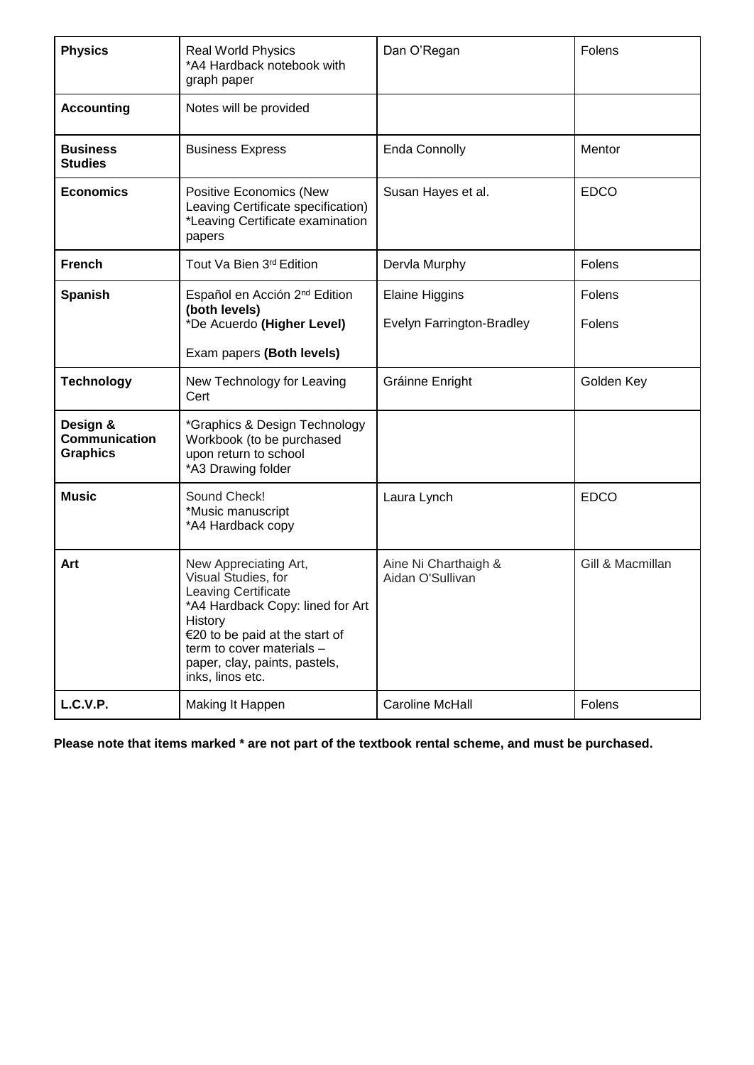| | | | |
|---|---|---|---|
| **Physics** | Real World Physics<br>*A4 Hardback notebook with graph paper | Dan O'Regan | Folens |
| **Accounting** | Notes will be provided | | |
| **Business Studies** | Business Express | Enda Connolly | Mentor |
| **Economics** | Positive Economics (New Leaving Certificate specification)<br>*Leaving Certificate examination papers | Susan Hayes et al. | EDCO |
| **French** | Tout Va Bien 3rd Edition | Dervla Murphy | Folens |
| **Spanish** | Español en Acción 2nd Edition **(both levels)**<br>*De Acuerdo **(Higher Level)**<br>Exam papers **(Both levels)** | Elaine Higgins<br>Evelyn Farrington-Bradley | Folens<br>Folens |
| **Technology** | New Technology for Leaving Cert | Gráinne Enright | Golden Key |
| **Design & Communication Graphics** | *Graphics & Design Technology Workbook (to be purchased upon return to school<br>*A3 Drawing folder | | |
| **Music** | Sound Check!<br>*Music manuscript<br>*A4 Hardback copy | Laura Lynch | EDCO |
| **Art** | New Appreciating Art, Visual Studies, for Leaving Certificate<br>*A4 Hardback Copy: lined for Art History<br>€20 to be paid at the start of term to cover materials – paper, clay, paints, pastels, inks, linos etc. | Aine Ni Charthaigh & Aidan O'Sullivan | Gill & Macmillan |
| **L.C.V.P.** | Making It Happen | Caroline McHall | Folens |

**Please note that items marked * are not part of the textbook rental scheme, and must be purchased.**